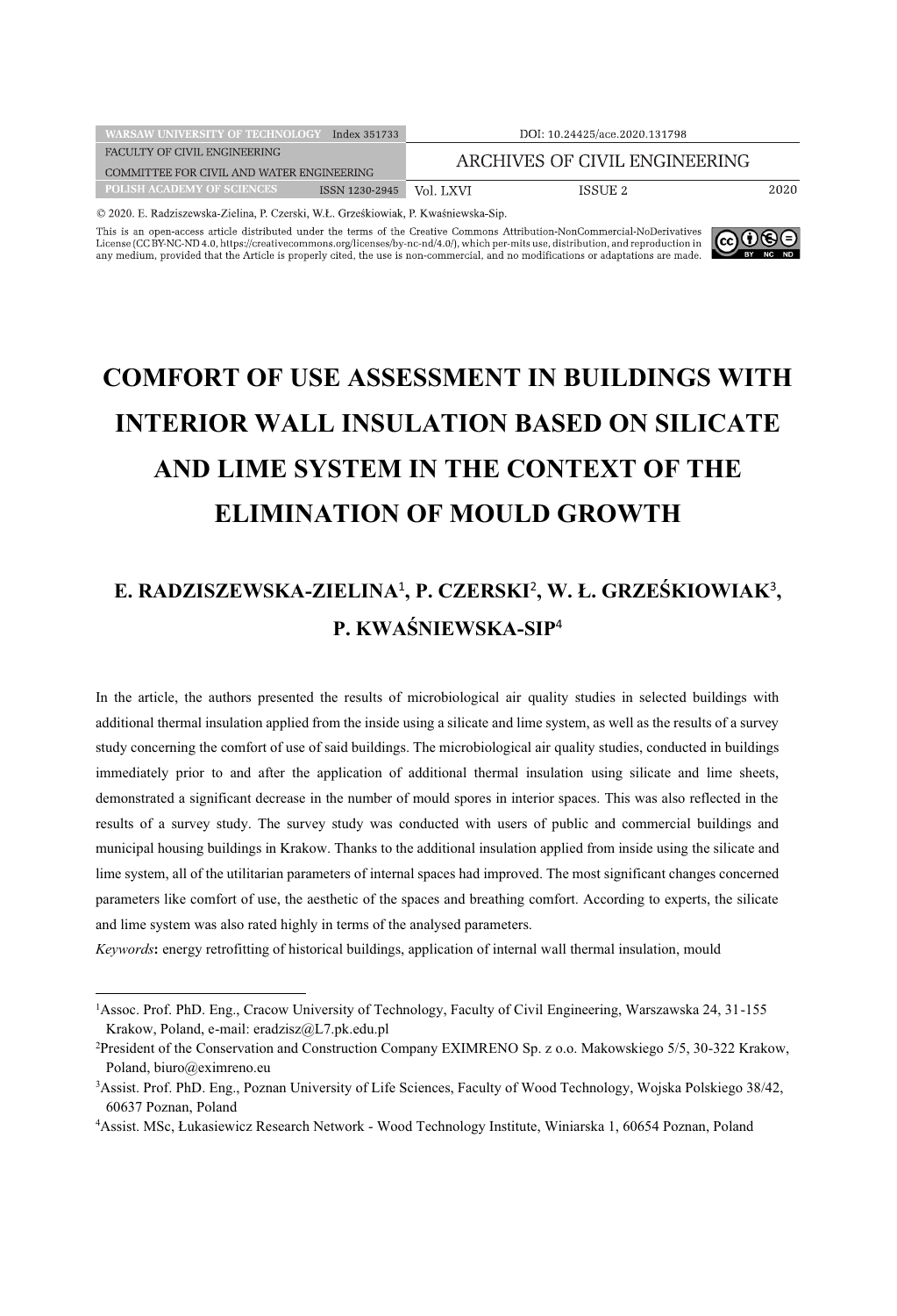© 2020. E. Radziszewska-Zielina, P. Czerski, W.Ł. Grześkiowiak, P. Kwaśniewska-Sip.

This is an open-access article distributed under the terms of the Creative Commons Attribution-NonCommercial-NoDerivatives License (CC BY-NC-ND 4.0, https://creativecommons.org/licenses/by-nc-nd/4.0/), which per-mits use, distribution, and reproduction in any medium, provided that the Article is properly cited, the use is non-commercial, and no modifications or adaptations are made.

# COMFORT OF USE ASSESSMENT IN BUILDINGS WITH INTERIOR WALL INSULATION BASED ON SILICATE AND LIME SYSTEM IN THE CONTEXT OF THE ELIMINATION OF MOULD GROWTH

**E. RADZISZEWSKA-ZIELINA[1], P. CZERSKI[2], W. Ł. GRZEŚKIOWIAK[3], P. KWAŚNIEWSKA-SIP[4]**

In the article, the authors presented the results of microbiological air quality studies in selected buildings with additional thermal insulation applied from the inside using a silicate and lime system, as well as the results of a survey study concerning the comfort of use of said buildings. The microbiological air quality studies, conducted in buildings immediately prior to and after the application of additional thermal insulation using silicate and lime sheets, demonstrated a significant decrease in the number of mould spores in interior spaces. This was also reflected in the results of a survey study. The survey study was conducted with users of public and commercial buildings and municipal housing buildings in Krakow. Thanks to the additional insulation applied from inside using the silicate and lime system, all of the utilitarian parameters of internal spaces had improved. The most significant changes concerned parameters like comfort of use, the aesthetic of the spaces and breathing comfort. According to experts, the silicate and lime system was also rated highly in terms of the analysed parameters.

*Keywords*: energy retrofitting of historical buildings, application of internal wall thermal insulation, mould

---

[1] Assoc. Prof. PhD. Eng., Cracow University of Technology, Faculty of Civil Engineering, Warszawska 24, 31-155 Krakow, Poland, e-mail: eradzisz@L7.pk.edu.pl

[2] President of the Conservation and Construction Company EXIMRENO Sp. z o.o. Makowskiego 5/5, 30-322 Krakow, Poland, biuro@eximreno.eu

[3] Assist. Prof. PhD. Eng., Poznan University of Life Sciences, Faculty of Wood Technology, Wojska Polskiego 38/42, 60637 Poznan, Poland

[4] Assist. MSc, Łukasiewicz Research Network - Wood Technology Institute, Winiarska 1, 60654 Poznan, Poland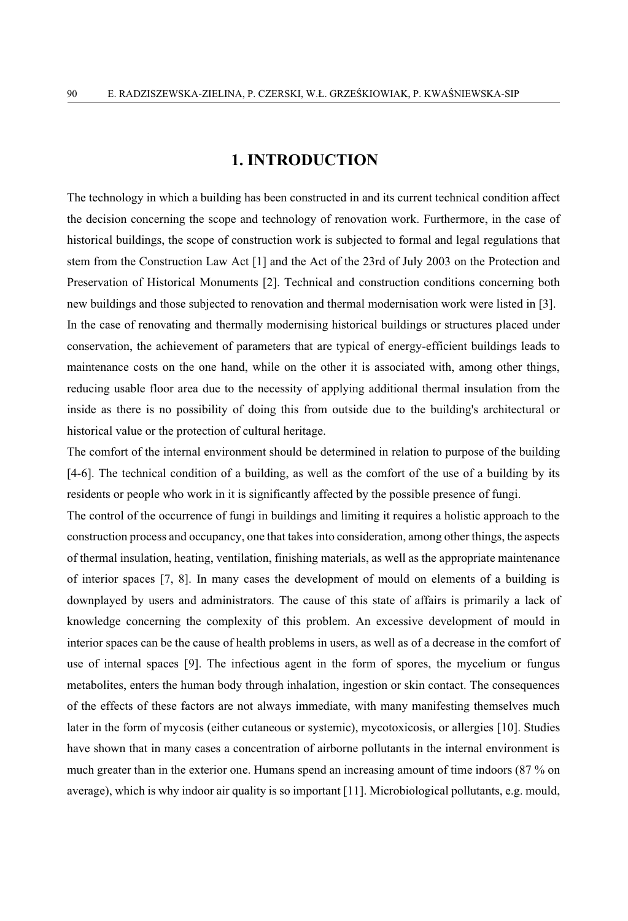# 1. INTRODUCTION

The technology in which a building has been constructed in and its current technical condition affect the decision concerning the scope and technology of renovation work. Furthermore, in the case of historical buildings, the scope of construction work is subjected to formal and legal regulations that stem from the Construction Law Act [1] and the Act of the 23rd of July 2003 on the Protection and Preservation of Historical Monuments [2]. Technical and construction conditions concerning both new buildings and those subjected to renovation and thermal modernisation work were listed in [3].

In the case of renovating and thermally modernising historical buildings or structures placed under conservation, the achievement of parameters that are typical of energy-efficient buildings leads to maintenance costs on the one hand, while on the other it is associated with, among other things, reducing usable floor area due to the necessity of applying additional thermal insulation from the inside as there is no possibility of doing this from outside due to the building's architectural or historical value or the protection of cultural heritage.

The comfort of the internal environment should be determined in relation to purpose of the building [4-6]. The technical condition of a building, as well as the comfort of the use of a building by its residents or people who work in it is significantly affected by the possible presence of fungi.

The control of the occurrence of fungi in buildings and limiting it requires a holistic approach to the construction process and occupancy, one that takes into consideration, among other things, the aspects of thermal insulation, heating, ventilation, finishing materials, as well as the appropriate maintenance of interior spaces [7, 8]. In many cases the development of mould on elements of a building is downplayed by users and administrators. The cause of this state of affairs is primarily a lack of knowledge concerning the complexity of this problem. An excessive development of mould in interior spaces can be the cause of health problems in users, as well as of a decrease in the comfort of use of internal spaces [9]. The infectious agent in the form of spores, the mycelium or fungus metabolites, enters the human body through inhalation, ingestion or skin contact. The consequences of the effects of these factors are not always immediate, with many manifesting themselves much later in the form of mycosis (either cutaneous or systemic), mycotoxicosis, or allergies [10]. Studies have shown that in many cases a concentration of airborne pollutants in the internal environment is much greater than in the exterior one. Humans spend an increasing amount of time indoors (87 % on average), which is why indoor air quality is so important [11]. Microbiological pollutants, e.g. mould,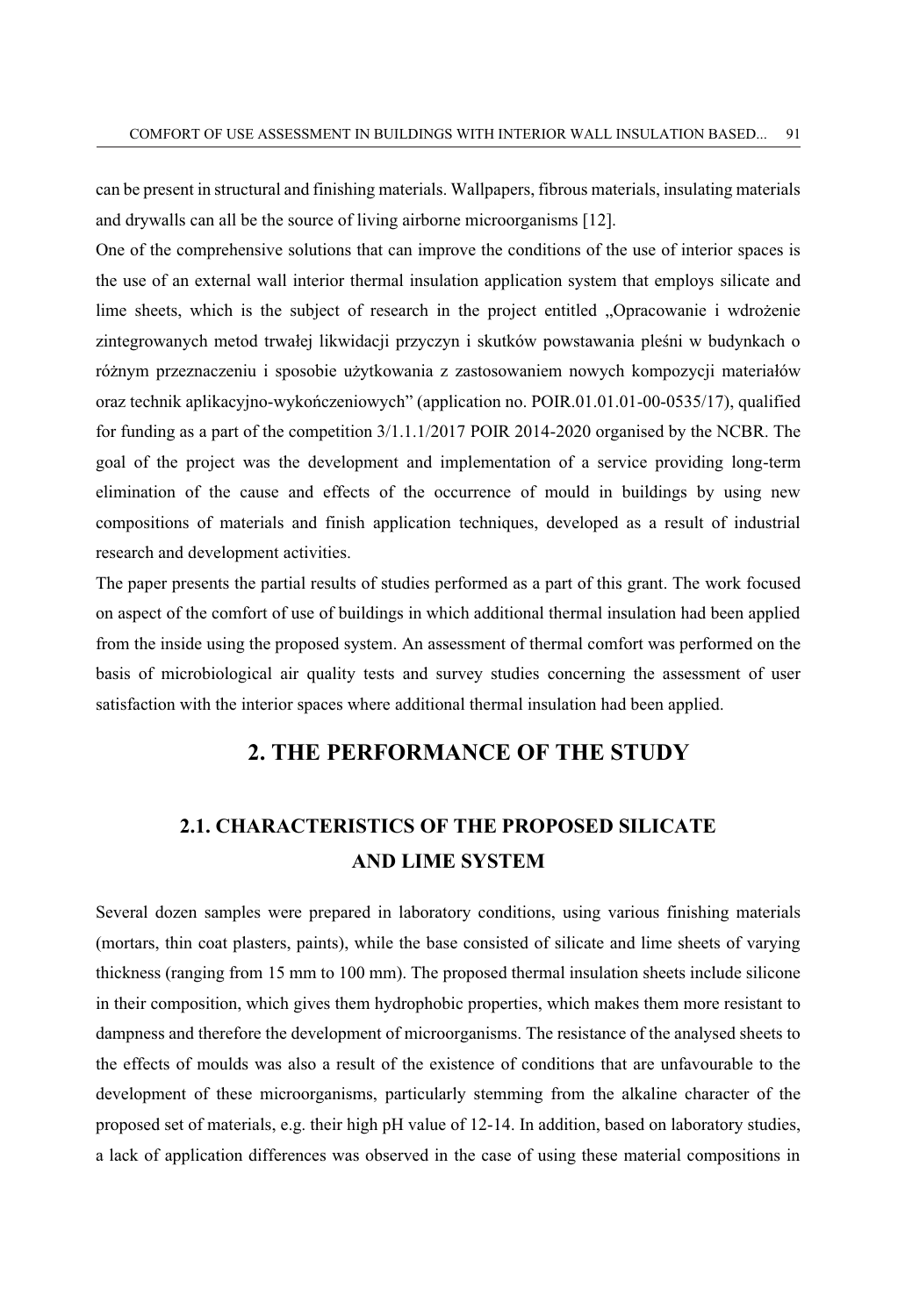can be present in structural and finishing materials. Wallpapers, fibrous materials, insulating materials and drywalls can all be the source of living airborne microorganisms [12].

One of the comprehensive solutions that can improve the conditions of the use of interior spaces is the use of an external wall interior thermal insulation application system that employs silicate and lime sheets, which is the subject of research in the project entitled „Opracowanie i wdrożenie zintegrowanych metod trwałej likwidacji przyczyn i skutków powstawania pleśni w budynkach o różnym przeznaczeniu i sposobie użytkowania z zastosowaniem nowych kompozycji materiałów oraz technik aplikacyjno-wykończeniowych" (application no. POIR.01.01.01-00-0535/17), qualified for funding as a part of the competition 3/1.1.1/2017 POIR 2014-2020 organised by the NCBR. The goal of the project was the development and implementation of a service providing long-term elimination of the cause and effects of the occurrence of mould in buildings by using new compositions of materials and finish application techniques, developed as a result of industrial research and development activities.

The paper presents the partial results of studies performed as a part of this grant. The work focused on aspect of the comfort of use of buildings in which additional thermal insulation had been applied from the inside using the proposed system. An assessment of thermal comfort was performed on the basis of microbiological air quality tests and survey studies concerning the assessment of user satisfaction with the interior spaces where additional thermal insulation had been applied.

## 2. THE PERFORMANCE OF THE STUDY

### 2.1. CHARACTERISTICS OF THE PROPOSED SILICATE AND LIME SYSTEM

Several dozen samples were prepared in laboratory conditions, using various finishing materials (mortars, thin coat plasters, paints), while the base consisted of silicate and lime sheets of varying thickness (ranging from 15 mm to 100 mm). The proposed thermal insulation sheets include silicone in their composition, which gives them hydrophobic properties, which makes them more resistant to dampness and therefore the development of microorganisms. The resistance of the analysed sheets to the effects of moulds was also a result of the existence of conditions that are unfavourable to the development of these microorganisms, particularly stemming from the alkaline character of the proposed set of materials, e.g. their high pH value of 12-14. In addition, based on laboratory studies, a lack of application differences was observed in the case of using these material compositions in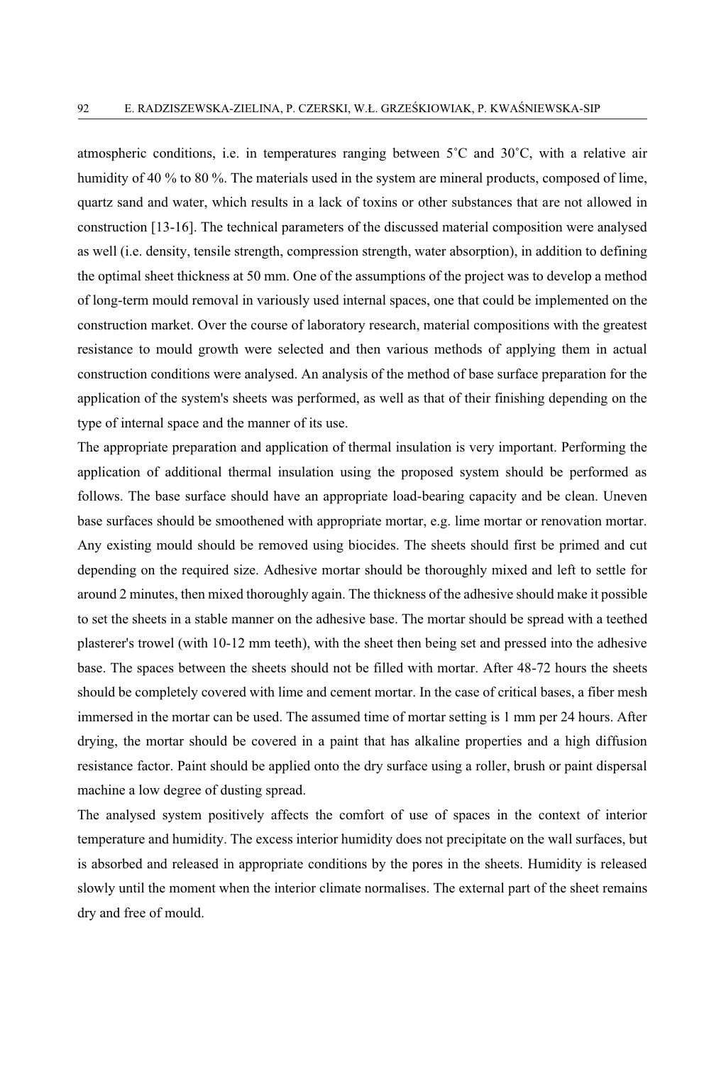atmospheric conditions, i.e. in temperatures ranging between 5˚C and 30˚C, with a relative air humidity of 40 % to 80 %. The materials used in the system are mineral products, composed of lime, quartz sand and water, which results in a lack of toxins or other substances that are not allowed in construction [13-16]. The technical parameters of the discussed material composition were analysed as well (i.e. density, tensile strength, compression strength, water absorption), in addition to defining the optimal sheet thickness at 50 mm. One of the assumptions of the project was to develop a method of long-term mould removal in variously used internal spaces, one that could be implemented on the construction market. Over the course of laboratory research, material compositions with the greatest resistance to mould growth were selected and then various methods of applying them in actual construction conditions were analysed. An analysis of the method of base surface preparation for the application of the system's sheets was performed, as well as that of their finishing depending on the type of internal space and the manner of its use.

The appropriate preparation and application of thermal insulation is very important. Performing the application of additional thermal insulation using the proposed system should be performed as follows. The base surface should have an appropriate load-bearing capacity and be clean. Uneven base surfaces should be smoothened with appropriate mortar, e.g. lime mortar or renovation mortar. Any existing mould should be removed using biocides. The sheets should first be primed and cut depending on the required size. Adhesive mortar should be thoroughly mixed and left to settle for around 2 minutes, then mixed thoroughly again. The thickness of the adhesive should make it possible to set the sheets in a stable manner on the adhesive base. The mortar should be spread with a teethed plasterer's trowel (with 10-12 mm teeth), with the sheet then being set and pressed into the adhesive base. The spaces between the sheets should not be filled with mortar. After 48-72 hours the sheets should be completely covered with lime and cement mortar. In the case of critical bases, a fiber mesh immersed in the mortar can be used. The assumed time of mortar setting is 1 mm per 24 hours. After drying, the mortar should be covered in a paint that has alkaline properties and a high diffusion resistance factor. Paint should be applied onto the dry surface using a roller, brush or paint dispersal machine a low degree of dusting spread.

The analysed system positively affects the comfort of use of spaces in the context of interior temperature and humidity. The excess interior humidity does not precipitate on the wall surfaces, but is absorbed and released in appropriate conditions by the pores in the sheets. Humidity is released slowly until the moment when the interior climate normalises. The external part of the sheet remains dry and free of mould.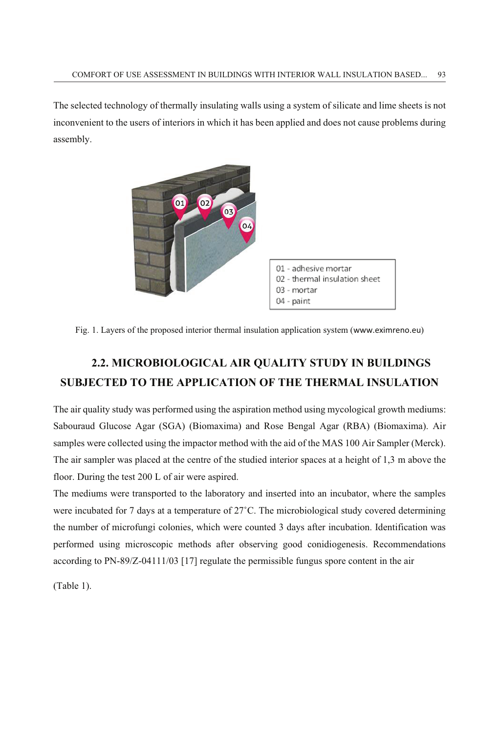The selected technology of thermally insulating walls using a system of silicate and lime sheets is not inconvenient to the users of interiors in which it has been applied and does not cause problems during assembly.

01 - adhesive mortar
02 - thermal insulation sheet
03 - mortar
04 - paint

Fig. 1. Layers of the proposed interior thermal insulation application system (www.eximreno.eu)

## 2.2. MICROBIOLOGICAL AIR QUALITY STUDY IN BUILDINGS SUBJECTED TO THE APPLICATION OF THE THERMAL INSULATION

The air quality study was performed using the aspiration method using mycological growth mediums: Sabouraud Glucose Agar (SGA) (Biomaxima) and Rose Bengal Agar (RBA) (Biomaxima). Air samples were collected using the impactor method with the aid of the MAS 100 Air Sampler (Merck). The air sampler was placed at the centre of the studied interior spaces at a height of 1,3 m above the floor. During the test 200 L of air were aspired.

The mediums were transported to the laboratory and inserted into an incubator, where the samples were incubated for 7 days at a temperature of 27°C. The microbiological study covered determining the number of microfungi colonies, which were counted 3 days after incubation. Identification was performed using microscopic methods after observing good conidiogenesis. Recommendations according to PN-89/Z-04111/03 [17] regulate the permissible fungus spore content in the air

(Table 1).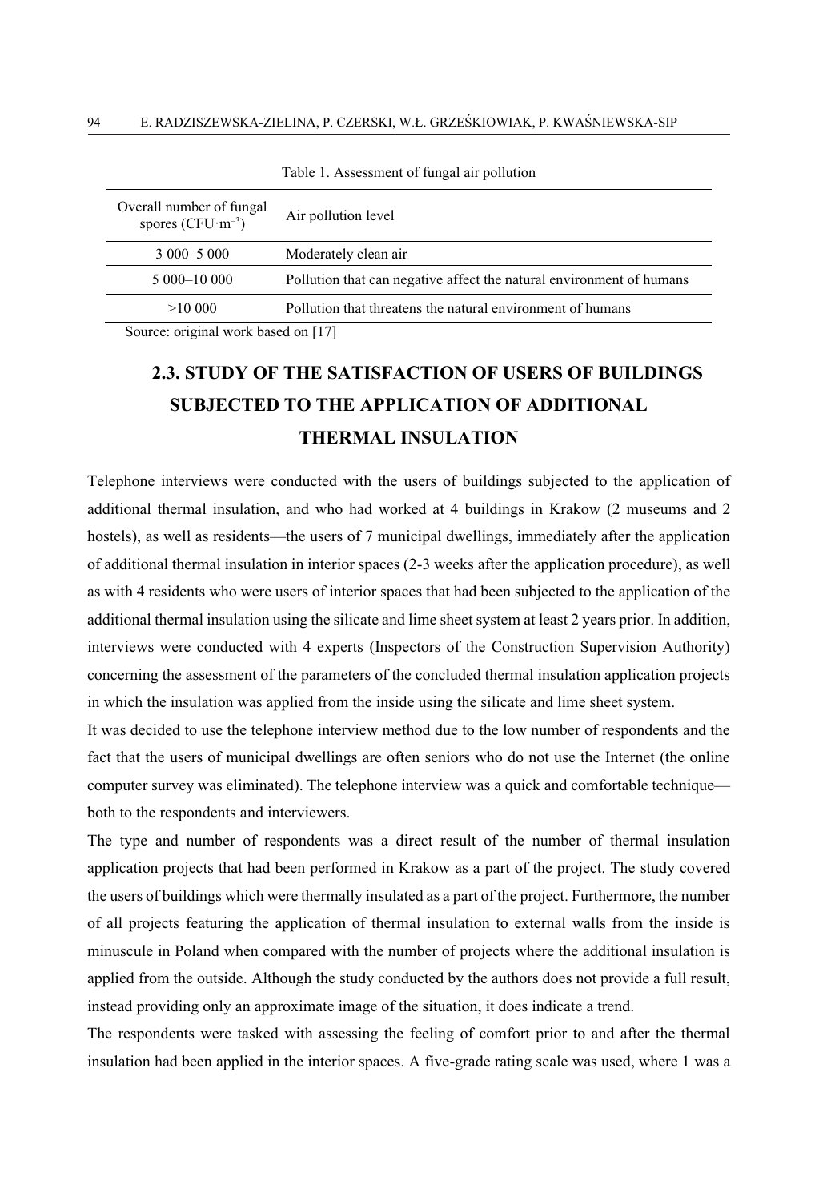Table 1. Assessment of fungal air pollution

| Overall number of fungal spores (CFU·m$^{-3}$) | Air pollution level |
|---|---|
| 3 000–5 000 | Moderately clean air |
| 5 000–10 000 | Pollution that can negative affect the natural environment of humans |
| >10 000 | Pollution that threatens the natural environment of humans |

Source: original work based on [17]

## 2.3. STUDY OF THE SATISFACTION OF USERS OF BUILDINGS SUBJECTED TO THE APPLICATION OF ADDITIONAL THERMAL INSULATION

Telephone interviews were conducted with the users of buildings subjected to the application of additional thermal insulation, and who had worked at 4 buildings in Krakow (2 museums and 2 hostels), as well as residents—the users of 7 municipal dwellings, immediately after the application of additional thermal insulation in interior spaces (2-3 weeks after the application procedure), as well as with 4 residents who were users of interior spaces that had been subjected to the application of the additional thermal insulation using the silicate and lime sheet system at least 2 years prior. In addition, interviews were conducted with 4 experts (Inspectors of the Construction Supervision Authority) concerning the assessment of the parameters of the concluded thermal insulation application projects in which the insulation was applied from the inside using the silicate and lime sheet system.

It was decided to use the telephone interview method due to the low number of respondents and the fact that the users of municipal dwellings are often seniors who do not use the Internet (the online computer survey was eliminated). The telephone interview was a quick and comfortable technique—both to the respondents and interviewers.

The type and number of respondents was a direct result of the number of thermal insulation application projects that had been performed in Krakow as a part of the project. The study covered the users of buildings which were thermally insulated as a part of the project. Furthermore, the number of all projects featuring the application of thermal insulation to external walls from the inside is minuscule in Poland when compared with the number of projects where the additional insulation is applied from the outside. Although the study conducted by the authors does not provide a full result, instead providing only an approximate image of the situation, it does indicate a trend.

The respondents were tasked with assessing the feeling of comfort prior to and after the thermal insulation had been applied in the interior spaces. A five-grade rating scale was used, where 1 was a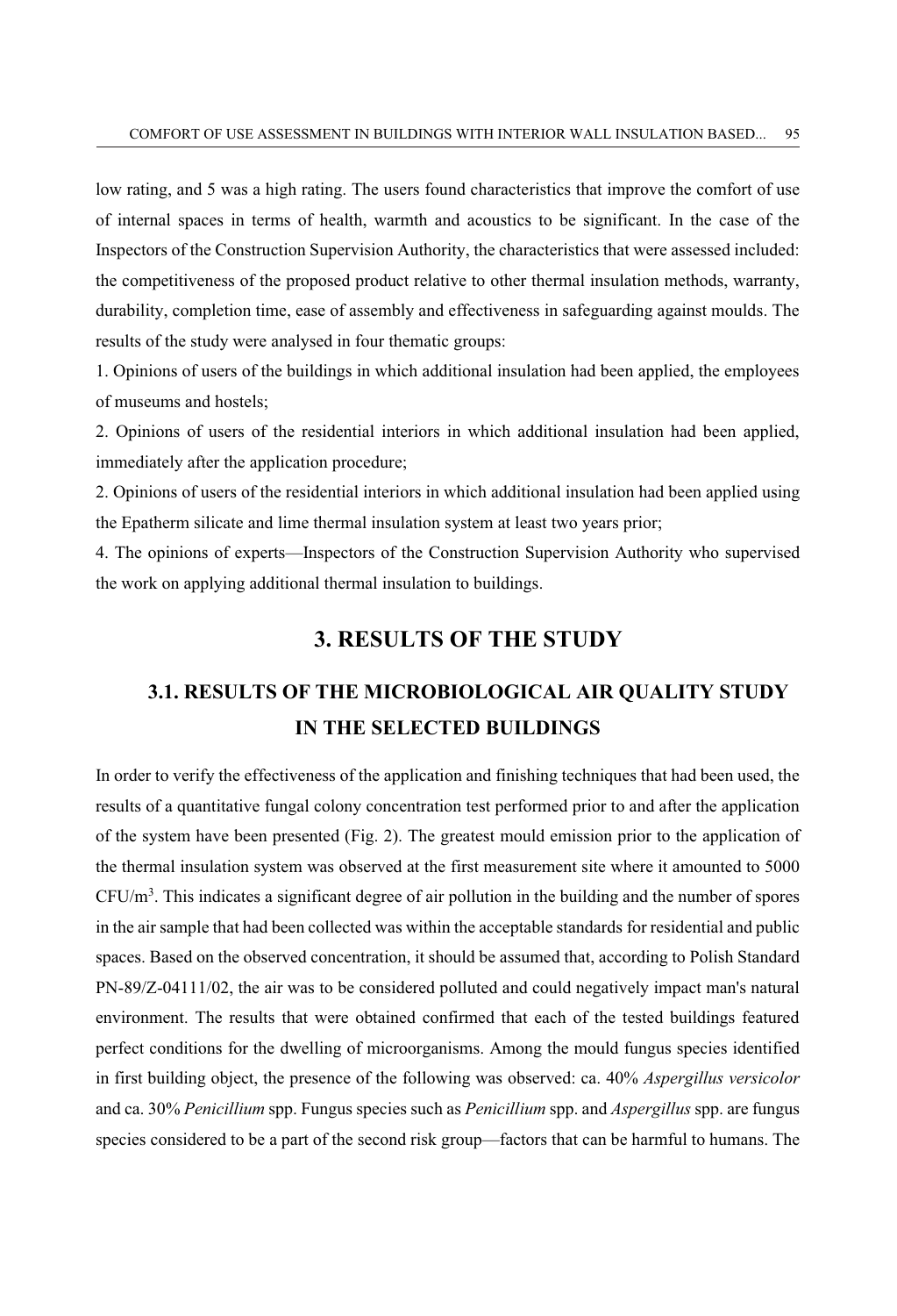low rating, and 5 was a high rating. The users found characteristics that improve the comfort of use of internal spaces in terms of health, warmth and acoustics to be significant. In the case of the Inspectors of the Construction Supervision Authority, the characteristics that were assessed included: the competitiveness of the proposed product relative to other thermal insulation methods, warranty, durability, completion time, ease of assembly and effectiveness in safeguarding against moulds. The results of the study were analysed in four thematic groups:

1. Opinions of users of the buildings in which additional insulation had been applied, the employees of museums and hostels;
2. Opinions of users of the residential interiors in which additional insulation had been applied, immediately after the application procedure;
2. Opinions of users of the residential interiors in which additional insulation had been applied using the Epatherm silicate and lime thermal insulation system at least two years prior;
4. The opinions of experts—Inspectors of the Construction Supervision Authority who supervised the work on applying additional thermal insulation to buildings.

## 3. RESULTS OF THE STUDY

### 3.1. RESULTS OF THE MICROBIOLOGICAL AIR QUALITY STUDY IN THE SELECTED BUILDINGS

In order to verify the effectiveness of the application and finishing techniques that had been used, the results of a quantitative fungal colony concentration test performed prior to and after the application of the system have been presented (Fig. 2). The greatest mould emission prior to the application of the thermal insulation system was observed at the first measurement site where it amounted to 5000 CFU/m$^3$. This indicates a significant degree of air pollution in the building and the number of spores in the air sample that had been collected was within the acceptable standards for residential and public spaces. Based on the observed concentration, it should be assumed that, according to Polish Standard PN-89/Z-04111/02, the air was to be considered polluted and could negatively impact man's natural environment. The results that were obtained confirmed that each of the tested buildings featured perfect conditions for the dwelling of microorganisms. Among the mould fungus species identified in first building object, the presence of the following was observed: ca. 40% *Aspergillus versicolor* and ca. 30% *Penicillium* spp. Fungus species such as *Penicillium* spp. and *Aspergillus* spp. are fungus species considered to be a part of the second risk group—factors that can be harmful to humans. The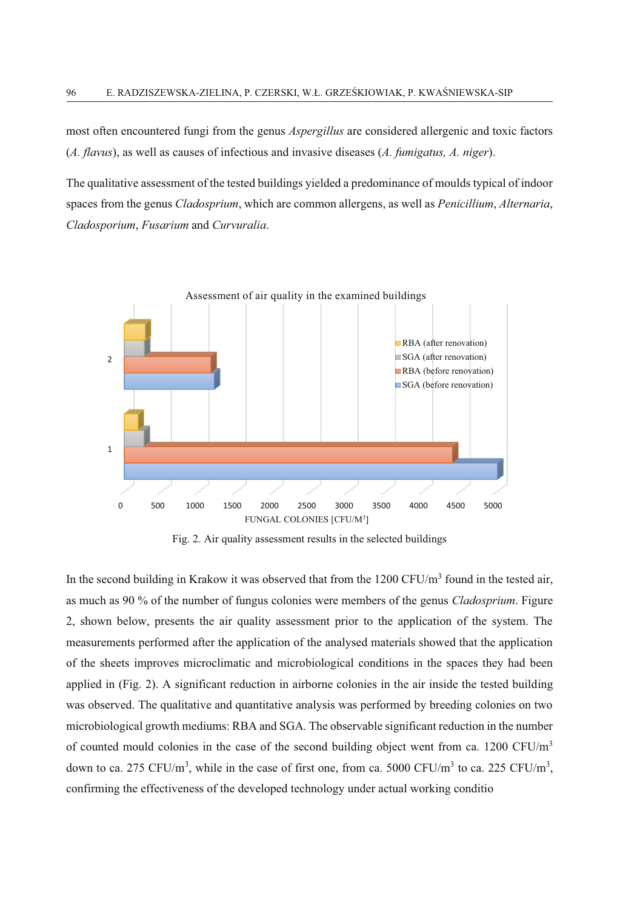most often encountered fungi from the genus *Aspergillus* are considered allergenic and toxic factors (*A. flavus*), as well as causes of infectious and invasive diseases (*A. fumigatus, A. niger*).

The qualitative assessment of the tested buildings yielded a predominance of moulds typical of indoor spaces from the genus *Cladosprium*, which are common allergens, as well as *Penicillium*, *Alternaria*, *Cladosporium*, *Fusarium* and *Curvuralia*.

Fig. 2. Air quality assessment results in the selected buildings

In the second building in Krakow it was observed that from the 1200 CFU/m$^3$ found in the tested air, as much as 90 % of the number of fungus colonies were members of the genus *Cladosprium*. Figure 2, shown below, presents the air quality assessment prior to the application of the system. The measurements performed after the application of the analysed materials showed that the application of the sheets improves microclimatic and microbiological conditions in the spaces they had been applied in (Fig. 2). A significant reduction in airborne colonies in the air inside the tested building was observed. The qualitative and quantitative analysis was performed by breeding colonies on two microbiological growth mediums: RBA and SGA. The observable significant reduction in the number of counted mould colonies in the case of the second building object went from ca. 1200 CFU/m$^3$ down to ca. 275 CFU/m$^3$, while in the case of first one, from ca. 5000 CFU/m$^3$ to ca. 225 CFU/m$^3$, confirming the effectiveness of the developed technology under actual working conditio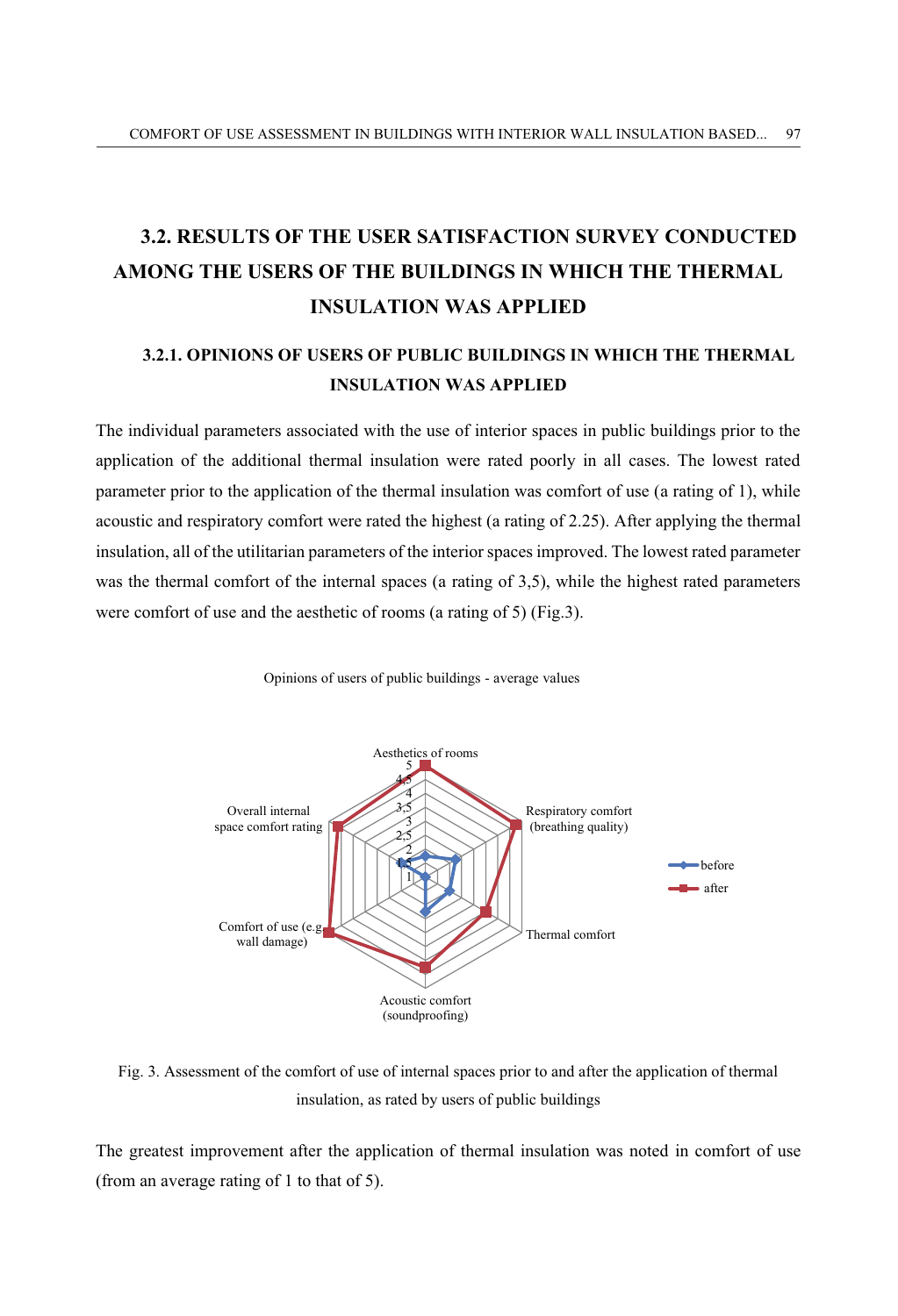## 3.2. RESULTS OF THE USER SATISFACTION SURVEY CONDUCTED AMONG THE USERS OF THE BUILDINGS IN WHICH THE THERMAL INSULATION WAS APPLIED

### 3.2.1. OPINIONS OF USERS OF PUBLIC BUILDINGS IN WHICH THE THERMAL INSULATION WAS APPLIED

The individual parameters associated with the use of interior spaces in public buildings prior to the application of the additional thermal insulation were rated poorly in all cases. The lowest rated parameter prior to the application of the thermal insulation was comfort of use (a rating of 1), while acoustic and respiratory comfort were rated the highest (a rating of 2.25). After applying the thermal insulation, all of the utilitarian parameters of the interior spaces improved. The lowest rated parameter was the thermal comfort of the internal spaces (a rating of 3,5), while the highest rated parameters were comfort of use and the aesthetic of rooms (a rating of 5) (Fig.3).

Opinions of users of public buildings - average values

Fig. 3. Assessment of the comfort of use of internal spaces prior to and after the application of thermal insulation, as rated by users of public buildings

The greatest improvement after the application of thermal insulation was noted in comfort of use (from an average rating of 1 to that of 5).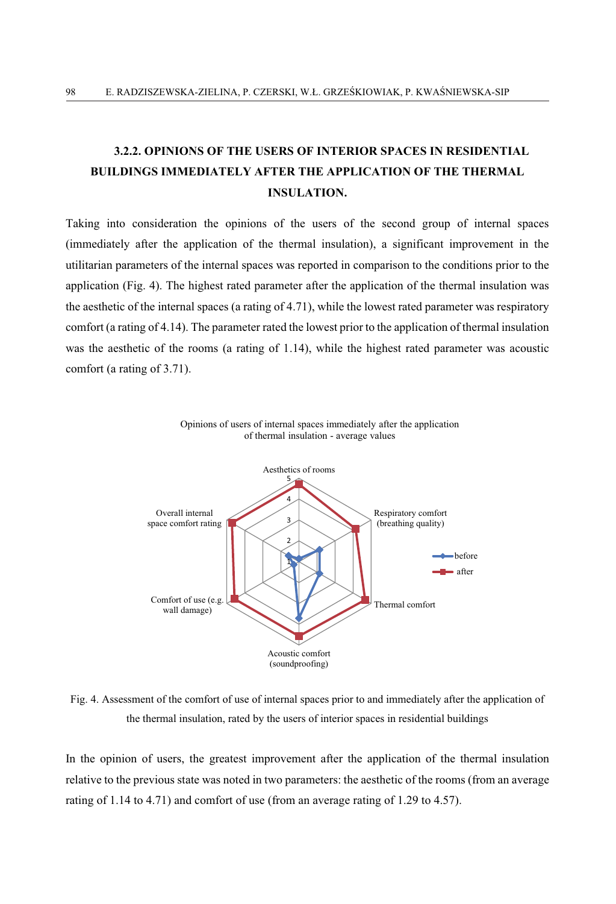### 3.2.2. OPINIONS OF THE USERS OF INTERIOR SPACES IN RESIDENTIAL BUILDINGS IMMEDIATELY AFTER THE APPLICATION OF THE THERMAL INSULATION.

Taking into consideration the opinions of the users of the second group of internal spaces (immediately after the application of the thermal insulation), a significant improvement in the utilitarian parameters of the internal spaces was reported in comparison to the conditions prior to the application (Fig. 4). The highest rated parameter after the application of the thermal insulation was the aesthetic of the internal spaces (a rating of 4.71), while the lowest rated parameter was respiratory comfort (a rating of 4.14). The parameter rated the lowest prior to the application of thermal insulation was the aesthetic of the rooms (a rating of 1.14), while the highest rated parameter was acoustic comfort (a rating of 3.71).

Opinions of users of internal spaces immediately after the application of thermal insulation - average values

Aesthetics of rooms

Respiratory comfort (breathing quality)

Thermal comfort

Acoustic comfort (soundproofing)

Comfort of use (e.g. wall damage)

Overall internal space comfort rating

before

after

Fig. 4. Assessment of the comfort of use of internal spaces prior to and immediately after the application of the thermal insulation, rated by the users of interior spaces in residential buildings

In the opinion of users, the greatest improvement after the application of the thermal insulation relative to the previous state was noted in two parameters: the aesthetic of the rooms (from an average rating of 1.14 to 4.71) and comfort of use (from an average rating of 1.29 to 4.57).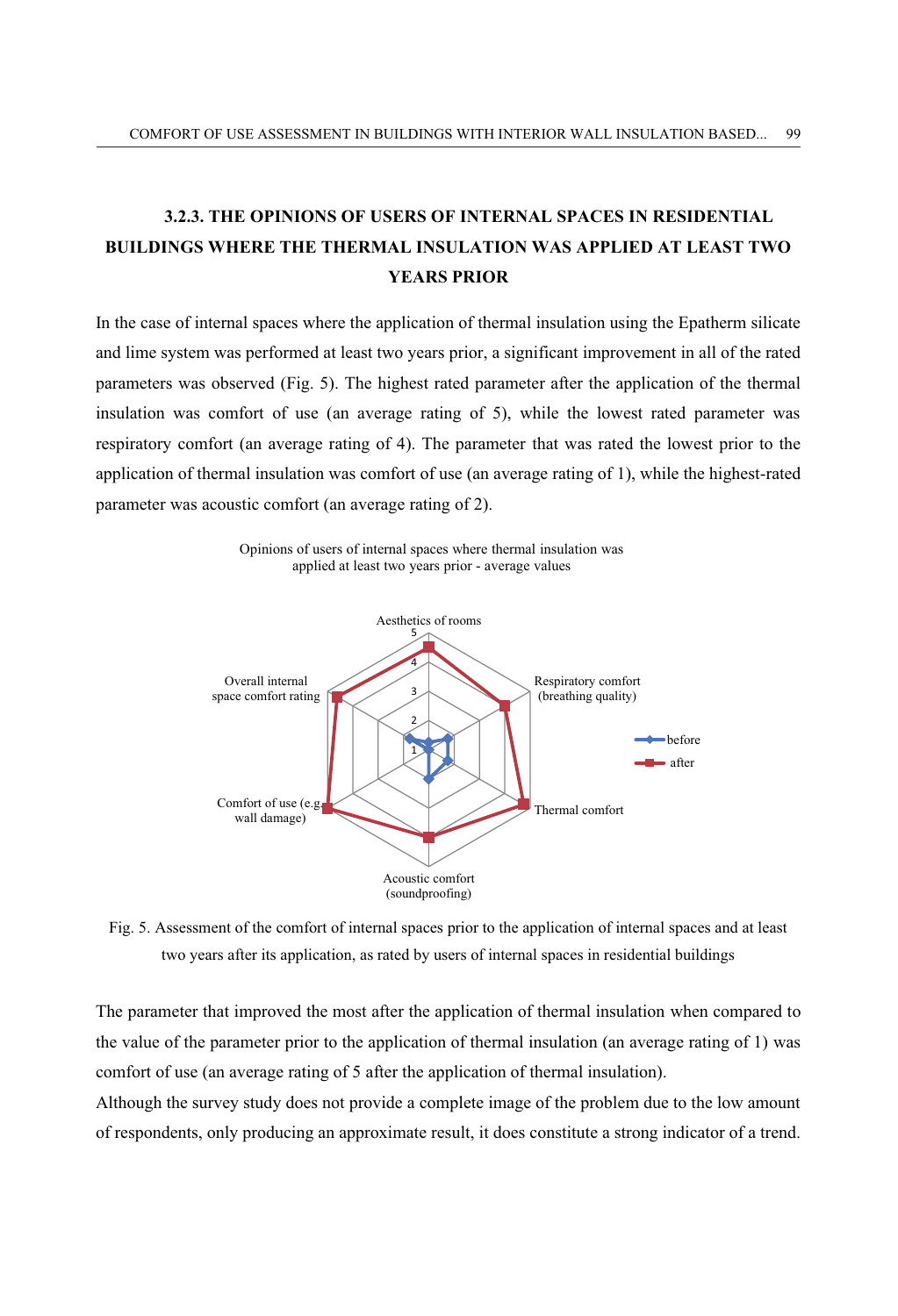### 3.2.3. THE OPINIONS OF USERS OF INTERNAL SPACES IN RESIDENTIAL BUILDINGS WHERE THE THERMAL INSULATION WAS APPLIED AT LEAST TWO YEARS PRIOR

In the case of internal spaces where the application of thermal insulation using the Epatherm silicate and lime system was performed at least two years prior, a significant improvement in all of the rated parameters was observed (Fig. 5). The highest rated parameter after the application of the thermal insulation was comfort of use (an average rating of 5), while the lowest rated parameter was respiratory comfort (an average rating of 4). The parameter that was rated the lowest prior to the application of thermal insulation was comfort of use (an average rating of 1), while the highest-rated parameter was acoustic comfort (an average rating of 2).

Opinions of users of internal spaces where thermal insulation was applied at least two years prior - average values

Aesthetics of rooms

Respiratory comfort (breathing quality)

Thermal comfort

Acoustic comfort (soundproofing)

Comfort of use (e.g. wall damage)

Overall internal space comfort rating

before

after

Fig. 5. Assessment of the comfort of internal spaces prior to the application of internal spaces and at least two years after its application, as rated by users of internal spaces in residential buildings

The parameter that improved the most after the application of thermal insulation when compared to the value of the parameter prior to the application of thermal insulation (an average rating of 1) was comfort of use (an average rating of 5 after the application of thermal insulation).

Although the survey study does not provide a complete image of the problem due to the low amount of respondents, only producing an approximate result, it does constitute a strong indicator of a trend.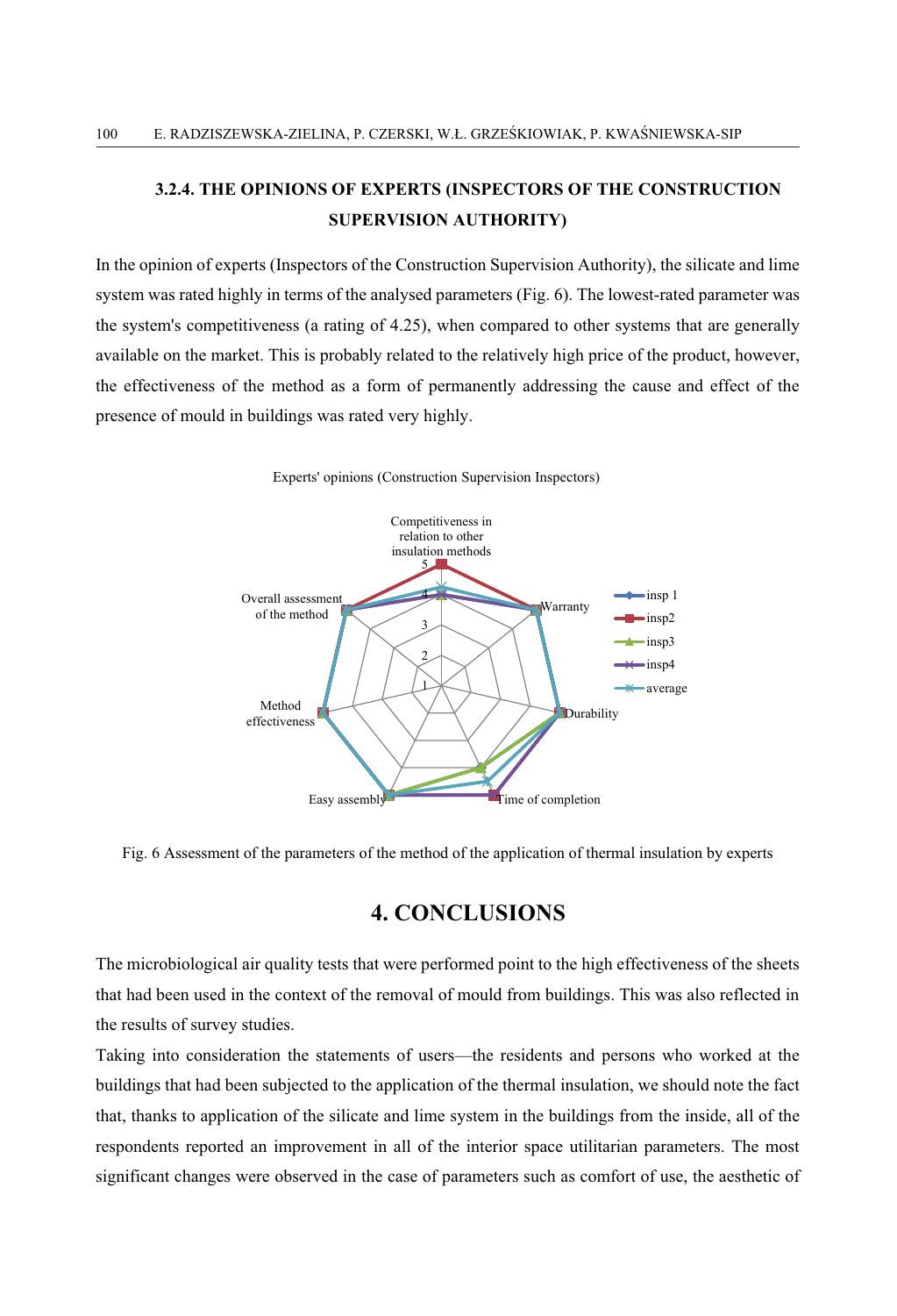### 3.2.4. THE OPINIONS OF EXPERTS (INSPECTORS OF THE CONSTRUCTION SUPERVISION AUTHORITY)

In the opinion of experts (Inspectors of the Construction Supervision Authority), the silicate and lime system was rated highly in terms of the analysed parameters (Fig. 6). The lowest-rated parameter was the system's competitiveness (a rating of 4.25), when compared to other systems that are generally available on the market. This is probably related to the relatively high price of the product, however, the effectiveness of the method as a form of permanently addressing the cause and effect of the presence of mould in buildings was rated very highly.

Experts' opinions (Construction Supervision Inspectors)

Competitiveness in relation to other insulation methods

Warranty

Durability

Time of completion

Easy assembly

Method effectiveness

Overall assessment of the method

insp 1, insp2, insp3, insp4, average

Fig. 6 Assessment of the parameters of the method of the application of thermal insulation by experts

## 4. CONCLUSIONS

The microbiological air quality tests that were performed point to the high effectiveness of the sheets that had been used in the context of the removal of mould from buildings. This was also reflected in the results of survey studies.

Taking into consideration the statements of users—the residents and persons who worked at the buildings that had been subjected to the application of the thermal insulation, we should note the fact that, thanks to application of the silicate and lime system in the buildings from the inside, all of the respondents reported an improvement in all of the interior space utilitarian parameters. The most significant changes were observed in the case of parameters such as comfort of use, the aesthetic of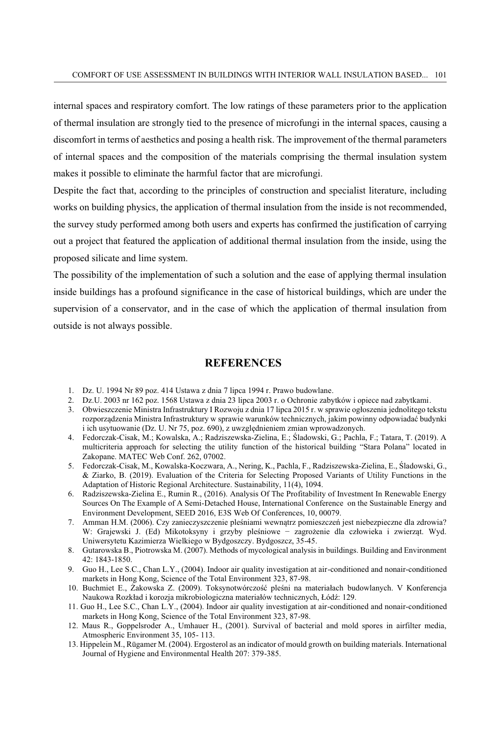internal spaces and respiratory comfort. The low ratings of these parameters prior to the application of thermal insulation are strongly tied to the presence of microfungi in the internal spaces, causing a discomfort in terms of aesthetics and posing a health risk. The improvement of the thermal parameters of internal spaces and the composition of the materials comprising the thermal insulation system makes it possible to eliminate the harmful factor that are microfungi.

Despite the fact that, according to the principles of construction and specialist literature, including works on building physics, the application of thermal insulation from the inside is not recommended, the survey study performed among both users and experts has confirmed the justification of carrying out a project that featured the application of additional thermal insulation from the inside, using the proposed silicate and lime system.

The possibility of the implementation of such a solution and the ease of applying thermal insulation inside buildings has a profound significance in the case of historical buildings, which are under the supervision of a conservator, and in the case of which the application of thermal insulation from outside is not always possible.

## REFERENCES

1. Dz. U. 1994 Nr 89 poz. 414 Ustawa z dnia 7 lipca 1994 r. Prawo budowlane.
2. Dz.U. 2003 nr 162 poz. 1568 Ustawa z dnia 23 lipca 2003 r. o Ochronie zabytków i opiece nad zabytkami.
3. Obwieszczenie Ministra Infrastruktury I Rozwoju z dnia 17 lipca 2015 r. w sprawie ogłoszenia jednolitego tekstu rozporządzenia Ministra Infrastruktury w sprawie warunków technicznych, jakim powinny odpowiadać budynki i ich usytuowanie (Dz. U. Nr 75, poz. 690), z uwzględnieniem zmian wprowadzonych.
4. Fedorczak-Cisak, M.; Kowalska, A.; Radziszewska-Zielina, E.; Śladowski, G.; Pachla, F.; Tatara, T. (2019). A multicriteria approach for selecting the utility function of the historical building "Stara Polana" located in Zakopane. MATEC Web Conf. 262, 07002.
5. Fedorczak-Cisak, M., Kowalska-Koczwara, A., Nering, K., Pachla, F., Radziszewska-Zielina, E., Śladowski, G., & Ziarko, B. (2019). Evaluation of the Criteria for Selecting Proposed Variants of Utility Functions in the Adaptation of Historic Regional Architecture. Sustainability, 11(4), 1094.
6. Radziszewska-Zielina E., Rumin R., (2016). Analysis Of The Profitability of Investment In Renewable Energy Sources On The Example of A Semi-Detached House, International Conference on the Sustainable Energy and Environment Development, SEED 2016, E3S Web Of Conferences, 10, 00079.
7. Amman H.M. (2006). Czy zanieczyszczenie pleśniami wewnątrz pomieszczeń jest niebezpieczne dla zdrowia? W: Grajewski J. (Ed) Mikotoksyny i grzyby pleśniowe − zagrożenie dla człowieka i zwierząt. Wyd. Uniwersytetu Kazimierza Wielkiego w Bydgoszczy. Bydgoszcz, 35-45.
8. Gutarowska B., Piotrowska M. (2007). Methods of mycological analysis in buildings. Building and Environment 42: 1843-1850.
9. Guo H., Lee S.C., Chan L.Y., (2004). Indoor air quality investigation at air-conditioned and nonair-conditioned markets in Hong Kong, Science of the Total Environment 323, 87-98.
10. Buchmiet E., Żakowska Z. (2009). Toksynotwórczość pleśni na materiałach budowlanych. V Konferencja Naukowa Rozkład i korozja mikrobiologiczna materiałów technicznych, Łódź: 129.
11. Guo H., Lee S.C., Chan L.Y., (2004). Indoor air quality investigation at air-conditioned and nonair-conditioned markets in Hong Kong, Science of the Total Environment 323, 87-98.
12. Maus R., Goppelsroder A., Umhauer H., (2001). Survival of bacterial and mold spores in airfilter media, Atmospheric Environment 35, 105- 113.
13. Hippelein M., Rügamer M. (2004). Ergosterol as an indicator of mould growth on building materials. International Journal of Hygiene and Environmental Health 207: 379-385.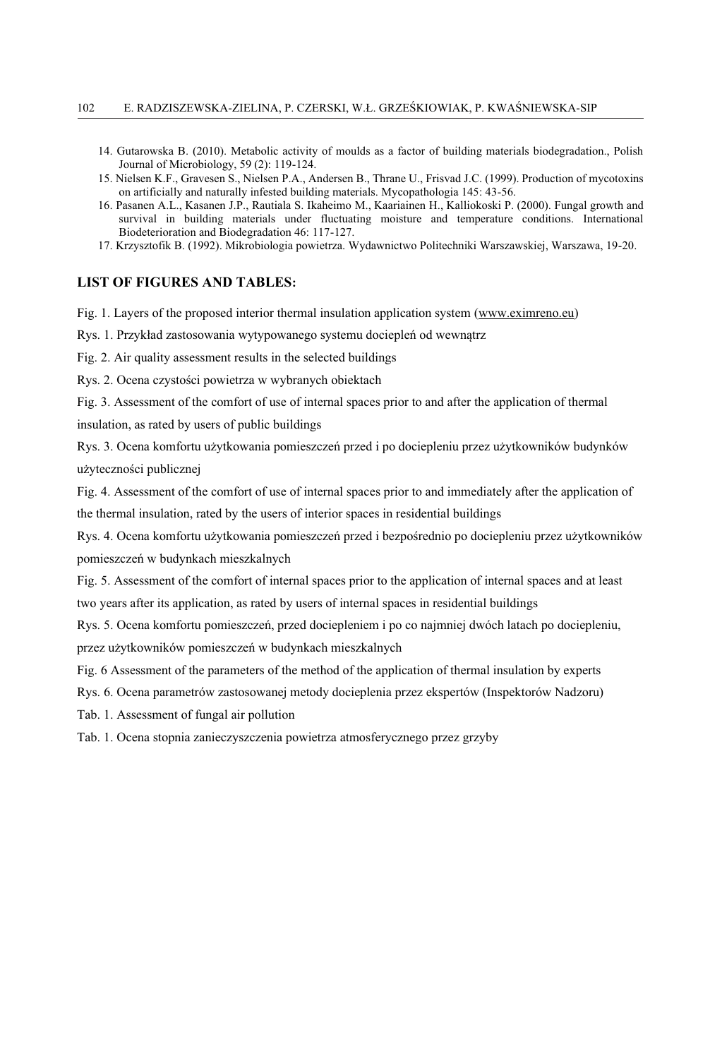14. Gutarowska B. (2010). Metabolic activity of moulds as a factor of building materials biodegradation., Polish Journal of Microbiology, 59 (2): 119-124.
15. Nielsen K.F., Gravesen S., Nielsen P.A., Andersen B., Thrane U., Frisvad J.C. (1999). Production of mycotoxins on artificially and naturally infested building materials. Mycopathologia 145: 43-56.
16. Pasanen A.L., Kasanen J.P., Rautiala S. Ikaheimo M., Kaariainen H., Kalliokoski P. (2000). Fungal growth and survival in building materials under fluctuating moisture and temperature conditions. International Biodeterioration and Biodegradation 46: 117-127.
17. Krzysztofik B. (1992). Mikrobiologia powietrza. Wydawnictwo Politechniki Warszawskiej, Warszawa, 19-20.

## LIST OF FIGURES AND TABLES:

Fig. 1. Layers of the proposed interior thermal insulation application system (www.eximreno.eu)

Rys. 1. Przykład zastosowania wytypowanego systemu dociepleń od wewnątrz

Fig. 2. Air quality assessment results in the selected buildings

Rys. 2. Ocena czystości powietrza w wybranych obiektach

Fig. 3. Assessment of the comfort of use of internal spaces prior to and after the application of thermal insulation, as rated by users of public buildings

Rys. 3. Ocena komfortu użytkowania pomieszczeń przed i po dociepleniu przez użytkowników budynków użyteczności publicznej

Fig. 4. Assessment of the comfort of use of internal spaces prior to and immediately after the application of the thermal insulation, rated by the users of interior spaces in residential buildings

Rys. 4. Ocena komfortu użytkowania pomieszczeń przed i bezpośrednio po dociepleniu przez użytkowników pomieszczeń w budynkach mieszkalnych

Fig. 5. Assessment of the comfort of internal spaces prior to the application of internal spaces and at least two years after its application, as rated by users of internal spaces in residential buildings

Rys. 5. Ocena komfortu pomieszczeń, przed dociepleniem i po co najmniej dwóch latach po dociepleniu, przez użytkowników pomieszczeń w budynkach mieszkalnych

Fig. 6 Assessment of the parameters of the method of the application of thermal insulation by experts

Rys. 6. Ocena parametrów zastosowanej metody docieplenia przez ekspertów (Inspektorów Nadzoru)

Tab. 1. Assessment of fungal air pollution

Tab. 1. Ocena stopnia zanieczyszczenia powietrza atmosferycznego przez grzyby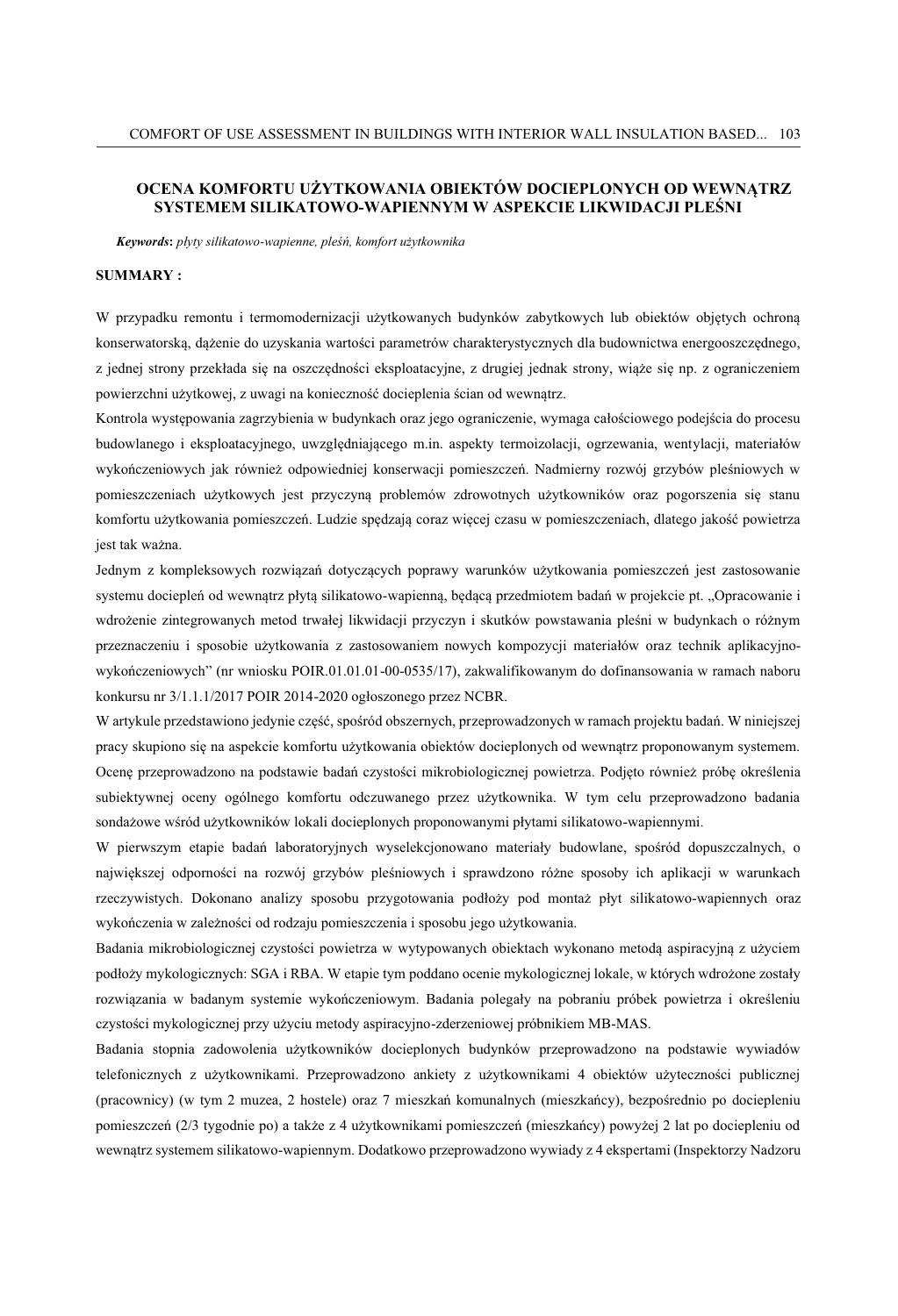## OCENA KOMFORTU UŻYTKOWANIA OBIEKTÓW DOCIEPLONYCH OD WEWNĄTRZ SYSTEMEM SILIKATOWO-WAPIENNYM W ASPEKCIE LIKWIDACJI PLEŚNI

***Keywords*****:** *płyty silikatowo-wapienne, pleśń, komfort użytkownika*

**SUMMARY :**

W przypadku remontu i termomodernizacji użytkowanych budynków zabytkowych lub obiektów objętych ochroną konserwatorską, dążenie do uzyskania wartości parametrów charakterystycznych dla budownictwa energooszczędnego, z jednej strony przekłada się na oszczędności eksploatacyjne, z drugiej jednak strony, wiąże się np. z ograniczeniem powierzchni użytkowej, z uwagi na konieczność docieplenia ścian od wewnątrz.

Kontrola występowania zagrzybienia w budynkach oraz jego ograniczenie, wymaga całościowego podejścia do procesu budowlanego i eksploatacyjnego, uwzględniającego m.in. aspekty termoizolacji, ogrzewania, wentylacji, materiałów wykończeniowych jak również odpowiedniej konserwacji pomieszczeń. Nadmierny rozwój grzybów pleśniowych w pomieszczeniach użytkowych jest przyczyną problemów zdrowotnych użytkowników oraz pogorszenia się stanu komfortu użytkowania pomieszczeń. Ludzie spędzają coraz więcej czasu w pomieszczeniach, dlatego jakość powietrza jest tak ważna.

Jednym z kompleksowych rozwiązań dotyczących poprawy warunków użytkowania pomieszczeń jest zastosowanie systemu dociepleń od wewnątrz płytą silikatowo-wapienną, będącą przedmiotem badań w projekcie pt. „Opracowanie i wdrożenie zintegrowanych metod trwałej likwidacji przyczyn i skutków powstawania pleśni w budynkach o różnym przeznaczeniu i sposobie użytkowania z zastosowaniem nowych kompozycji materiałów oraz technik aplikacyjno-wykończeniowych" (nr wniosku POIR.01.01.01-00-0535/17), zakwalifikowanym do dofinansowania w ramach naboru konkursu nr 3/1.1.1/2017 POIR 2014-2020 ogłoszonego przez NCBR.

W artykule przedstawiono jedynie część, spośród obszernych, przeprowadzonych w ramach projektu badań. W niniejszej pracy skupiono się na aspekcie komfortu użytkowania obiektów docieplonych od wewnątrz proponowanym systemem. Ocenę przeprowadzono na podstawie badań czystości mikrobiologicznej powietrza. Podjęto również próbę określenia subiektywnej oceny ogólnego komfortu odczuwanego przez użytkownika. W tym celu przeprowadzono badania sondażowe wśród użytkowników lokali docieplonych proponowanymi płytami silikatowo-wapiennymi.

W pierwszym etapie badań laboratoryjnych wyselekcjonowano materiały budowlane, spośród dopuszczalnych, o największej odporności na rozwój grzybów pleśniowych i sprawdzono różne sposoby ich aplikacji w warunkach rzeczywistych. Dokonano analizy sposobu przygotowania podłoży pod montaż płyt silikatowo-wapiennych oraz wykończenia w zależności od rodzaju pomieszczenia i sposobu jego użytkowania.

Badania mikrobiologicznej czystości powietrza w wytypowanych obiektach wykonano metodą aspiracyjną z użyciem podłoży mykologicznych: SGA i RBA. W etapie tym poddano ocenie mykologicznej lokale, w których wdrożone zostały rozwiązania w badanym systemie wykończeniowym. Badania polegały na pobraniu próbek powietrza i określeniu czystości mykologicznej przy użyciu metody aspiracyjno-zderzeniowej próbnikiem MB-MAS.

Badania stopnia zadowolenia użytkowników docieplonych budynków przeprowadzono na podstawie wywiadów telefonicznych z użytkownikami. Przeprowadzono ankiety z użytkownikami 4 obiektów użyteczności publicznej (pracownicy) (w tym 2 muzea, 2 hostele) oraz 7 mieszkań komunalnych (mieszkańcy), bezpośrednio po dociepleniu pomieszczeń (2/3 tygodnie po) a także z 4 użytkownikami pomieszczeń (mieszkańcy) powyżej 2 lat po dociepleniu od wewnątrz systemem silikatowo-wapiennym. Dodatkowo przeprowadzono wywiady z 4 ekspertami (Inspektorzy Nadzoru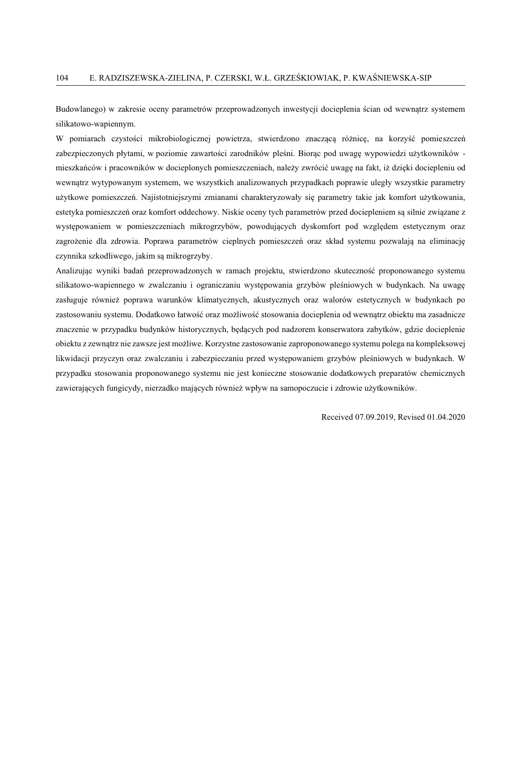Budowlanego) w zakresie oceny parametrów przeprowadzonych inwestycji docieplenia ścian od wewnątrz systemem silikatowo-wapiennym.

W pomiarach czystości mikrobiologicznej powietrza, stwierdzono znaczącą różnicę, na korzyść pomieszczeń zabezpieczonych płytami, w poziomie zawartości zarodników pleśni. Biorąc pod uwagę wypowiedzi użytkowników - mieszkańców i pracowników w docieplonych pomieszczeniach, należy zwrócić uwagę na fakt, iż dzięki dociepleniu od wewnątrz wytypowanym systemem, we wszystkich analizowanych przypadkach poprawie uległy wszystkie parametry użytkowe pomieszczeń. Najistotniejszymi zmianami charakteryzowały się parametry takie jak komfort użytkowania, estetyka pomieszczeń oraz komfort oddechowy. Niskie oceny tych parametrów przed dociepleniem są silnie związane z występowaniem w pomieszczeniach mikrogrzybów, powodujących dyskomfort pod względem estetycznym oraz zagrożenie dla zdrowia. Poprawa parametrów cieplnych pomieszczeń oraz skład systemu pozwalają na eliminację czynnika szkodliwego, jakim są mikrogrzyby.

Analizując wyniki badań przeprowadzonych w ramach projektu, stwierdzono skuteczność proponowanego systemu silikatowo-wapiennego w zwalczaniu i ograniczaniu występowania grzybów pleśniowych w budynkach. Na uwagę zasługuje również poprawa warunków klimatycznych, akustycznych oraz walorów estetycznych w budynkach po zastosowaniu systemu. Dodatkowo łatwość oraz możliwość stosowania docieplenia od wewnątrz obiektu ma zasadnicze znaczenie w przypadku budynków historycznych, będących pod nadzorem konserwatora zabytków, gdzie docieplenie obiektu z zewnątrz nie zawsze jest możliwe. Korzystne zastosowanie zaproponowanego systemu polega na kompleksowej likwidacji przyczyn oraz zwalczaniu i zabezpieczaniu przed występowaniem grzybów pleśniowych w budynkach. W przypadku stosowania proponowanego systemu nie jest konieczne stosowanie dodatkowych preparatów chemicznych zawierających fungicydy, nierzadko mających również wpływ na samopoczucie i zdrowie użytkowników.

Received 07.09.2019, Revised 01.04.2020